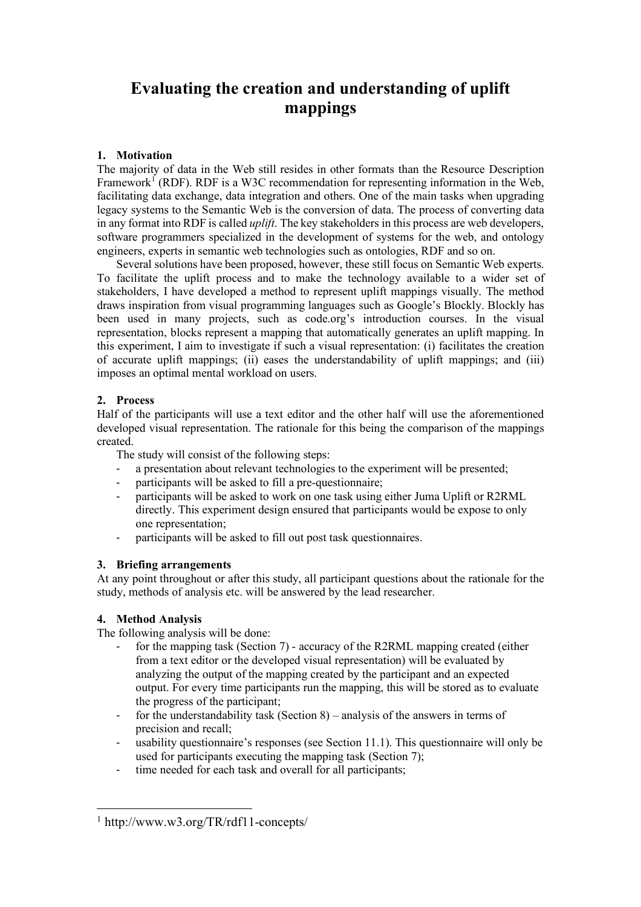# Evaluating the creation and understanding of uplift mappings

## 1. Motivation

The majority of data in the Web still resides in other formats than the Resource Description Framework[1] (RDF). RDF is a W3C recommendation for representing information in the Web, facilitating data exchange, data integration and others. One of the main tasks when upgrading legacy systems to the Semantic Web is the conversion of data. The process of converting data in any format into RDF is called *uplift*. The key stakeholders in this process are web developers, software programmers specialized in the development of systems for the web, and ontology engineers, experts in semantic web technologies such as ontologies, RDF and so on.

Several solutions have been proposed, however, these still focus on Semantic Web experts. To facilitate the uplift process and to make the technology available to a wider set of stakeholders, I have developed a method to represent uplift mappings visually. The method draws inspiration from visual programming languages such as Google's Blockly. Blockly has been used in many projects, such as code.org's introduction courses. In the visual representation, blocks represent a mapping that automatically generates an uplift mapping. In this experiment, I aim to investigate if such a visual representation: (i) facilitates the creation of accurate uplift mappings; (ii) eases the understandability of uplift mappings; and (iii) imposes an optimal mental workload on users.

## 2. Process

Half of the participants will use a text editor and the other half will use the aforementioned developed visual representation. The rationale for this being the comparison of the mappings created.

The study will consist of the following steps:

- a presentation about relevant technologies to the experiment will be presented;
- participants will be asked to fill a pre-questionnaire;
- participants will be asked to work on one task using either Juma Uplift or R2RML directly. This experiment design ensured that participants would be expose to only one representation;
- participants will be asked to fill out post task questionnaires.

## 3. Briefing arrangements

At any point throughout or after this study, all participant questions about the rationale for the study, methods of analysis etc. will be answered by the lead researcher.

## 4. Method Analysis

The following analysis will be done:

- for the mapping task (Section 7) - accuracy of the R2RML mapping created (either from a text editor or the developed visual representation) will be evaluated by analyzing the output of the mapping created by the participant and an expected output. For every time participants run the mapping, this will be stored as to evaluate the progress of the participant;
- for the understandability task (Section 8) – analysis of the answers in terms of precision and recall;
- usability questionnaire's responses (see Section 11.1). This questionnaire will only be used for participants executing the mapping task (Section 7);
- time needed for each task and overall for all participants;

[1] http://www.w3.org/TR/rdf11-concepts/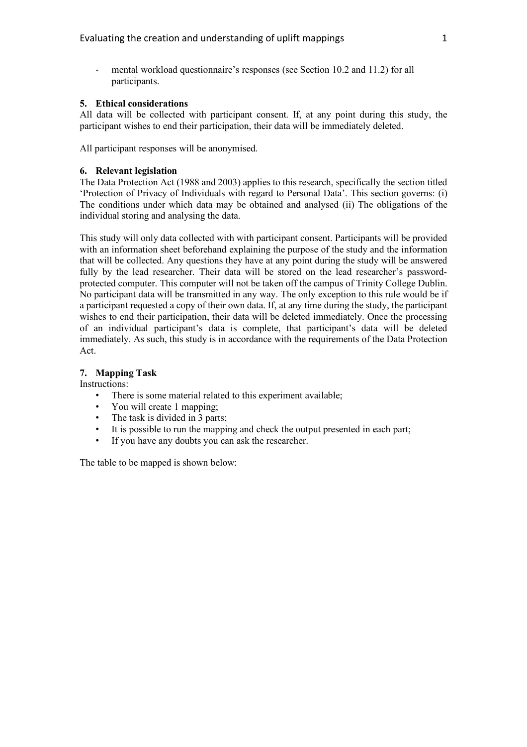- mental workload questionnaire's responses (see Section 10.2 and 11.2) for all participants.

## 5. Ethical considerations

All data will be collected with participant consent. If, at any point during this study, the participant wishes to end their participation, their data will be immediately deleted.

All participant responses will be anonymised.

## 6. Relevant legislation

The Data Protection Act (1988 and 2003) applies to this research, specifically the section titled 'Protection of Privacy of Individuals with regard to Personal Data'. This section governs: (i) The conditions under which data may be obtained and analysed (ii) The obligations of the individual storing and analysing the data.

This study will only data collected with with participant consent. Participants will be provided with an information sheet beforehand explaining the purpose of the study and the information that will be collected. Any questions they have at any point during the study will be answered fully by the lead researcher. Their data will be stored on the lead researcher's password-protected computer. This computer will not be taken off the campus of Trinity College Dublin. No participant data will be transmitted in any way. The only exception to this rule would be if a participant requested a copy of their own data. If, at any time during the study, the participant wishes to end their participation, their data will be deleted immediately. Once the processing of an individual participant's data is complete, that participant's data will be deleted immediately. As such, this study is in accordance with the requirements of the Data Protection Act.

## 7. Mapping Task

Instructions:

- There is some material related to this experiment available;
- You will create 1 mapping;
- The task is divided in 3 parts;
- It is possible to run the mapping and check the output presented in each part;
- If you have any doubts you can ask the researcher.

The table to be mapped is shown below: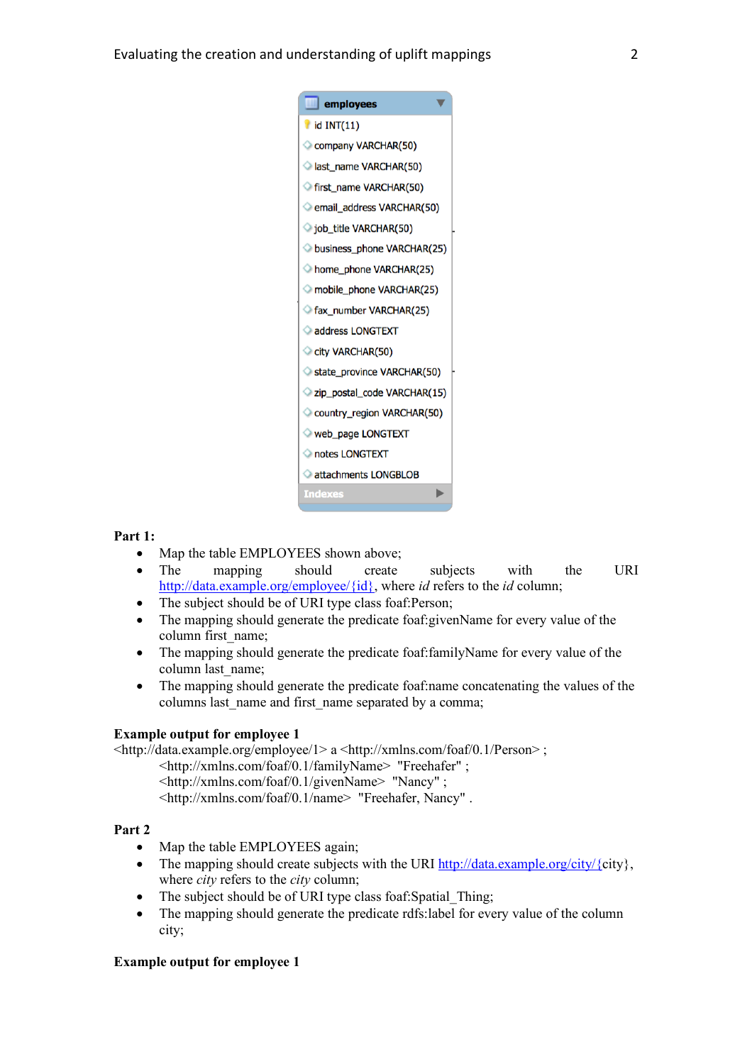| employees |
|---|
| id INT(11) |
| company VARCHAR(50) |
| last_name VARCHAR(50) |
| first_name VARCHAR(50) |
| email_address VARCHAR(50) |
| job_title VARCHAR(50) |
| business_phone VARCHAR(25) |
| home_phone VARCHAR(25) |
| mobile_phone VARCHAR(25) |
| fax_number VARCHAR(25) |
| address LONGTEXT |
| city VARCHAR(50) |
| state_province VARCHAR(50) |
| zip_postal_code VARCHAR(15) |
| country_region VARCHAR(50) |
| web_page LONGTEXT |
| notes LONGTEXT |
| attachments LONGBLOB |
| Indexes |

**Part 1:**

- Map the table EMPLOYEES shown above;
- The mapping should create subjects with the URI http://data.example.org/employee/{id}, where *id* refers to the *id* column;
- The subject should be of URI type class foaf:Person;
- The mapping should generate the predicate foaf:givenName for every value of the column first_name;
- The mapping should generate the predicate foaf:familyName for every value of the column last_name;
- The mapping should generate the predicate foaf:name concatenating the values of the columns last_name and first_name separated by a comma;

**Example output for employee 1**

```
<http://data.example.org/employee/1> a <http://xmlns.com/foaf/0.1/Person> ;
    <http://xmlns.com/foaf/0.1/familyName>  "Freehafer" ;
    <http://xmlns.com/foaf/0.1/givenName>  "Nancy" ;
    <http://xmlns.com/foaf/0.1/name>  "Freehafer, Nancy" .
```

**Part 2**

- Map the table EMPLOYEES again;
- The mapping should create subjects with the URI http://data.example.org/city/{city}, where *city* refers to the *city* column;
- The subject should be of URI type class foaf:Spatial_Thing;
- The mapping should generate the predicate rdfs:label for every value of the column city;

**Example output for employee 1**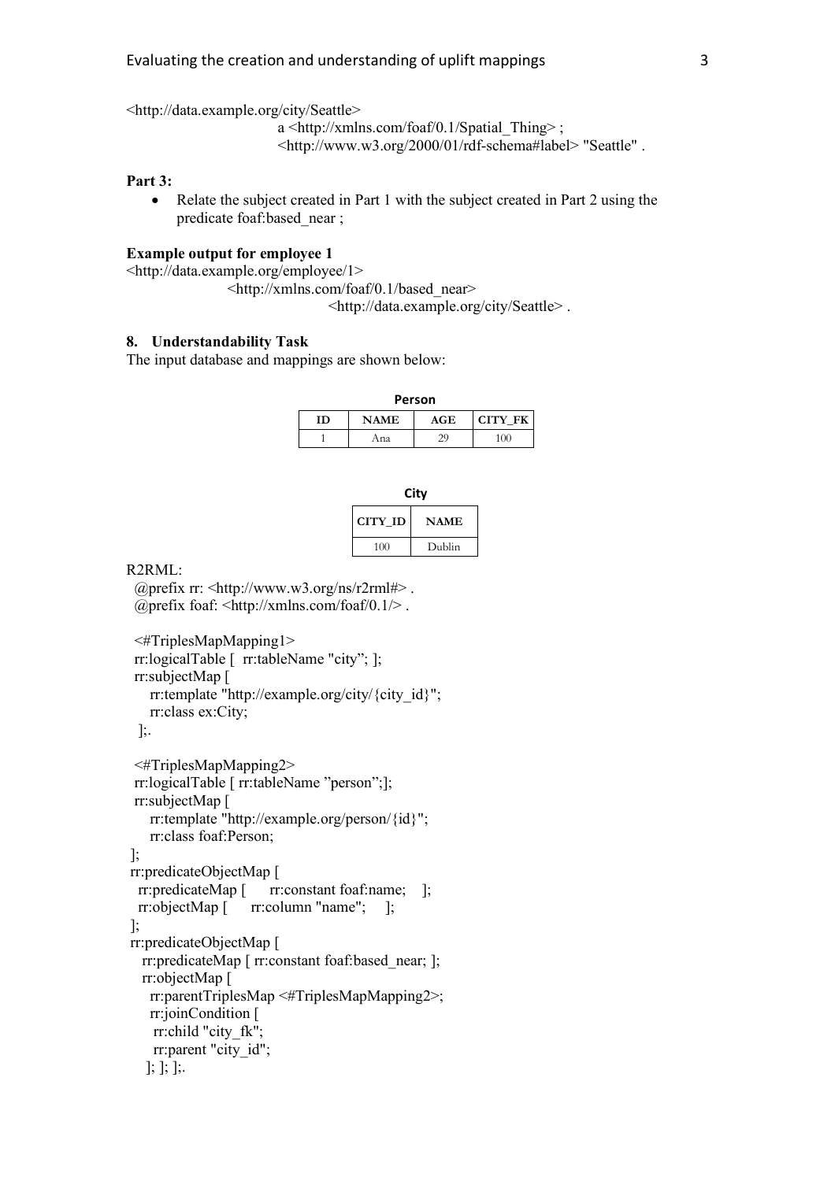```
<http://data.example.org/city/Seattle>
                a <http://xmlns.com/foaf/0.1/Spatial_Thing> ;
                <http://www.w3.org/2000/01/rdf-schema#label> "Seattle" .
```

**Part 3:**

- Relate the subject created in Part 1 with the subject created in Part 2 using the predicate foaf:based_near ;

**Example output for employee 1**

```
<http://data.example.org/employee/1>
        <http://xmlns.com/foaf/0.1/based_near>
                <http://data.example.org/city/Seattle> .
```

## 8. Understandability Task

The input database and mappings are shown below:

**Person**

| ID | NAME | AGE | CITY_FK |
|---|---|---|---|
| 1 | Ana | 29 | 100 |

**City**

| CITY_ID | NAME |
|---|---|
| 100 | Dublin |

R2RML:

```
@prefix rr: <http://www.w3.org/ns/r2rml#> .
@prefix foaf: <http://xmlns.com/foaf/0.1/> .

<#TriplesMapMapping1>
rr:logicalTable [  rr:tableName "city"; ];
rr:subjectMap [
   rr:template "http://example.org/city/{city_id}";
   rr:class ex:City;
  ];.

<#TriplesMapMapping2>
rr:logicalTable [ rr:tableName "person";];
rr:subjectMap [
   rr:template "http://example.org/person/{id}";
   rr:class foaf:Person;
];
rr:predicateObjectMap [
 rr:predicateMap [     rr:constant foaf:name;    ];
 rr:objectMap [     rr:column "name";     ];
];
rr:predicateObjectMap [
  rr:predicateMap [ rr:constant foaf:based_near; ];
  rr:objectMap [
   rr:parentTriplesMap <#TriplesMapMapping2>;
   rr:joinCondition [
    rr:child "city_fk";
    rr:parent "city_id";
  ]; ]; ];.
```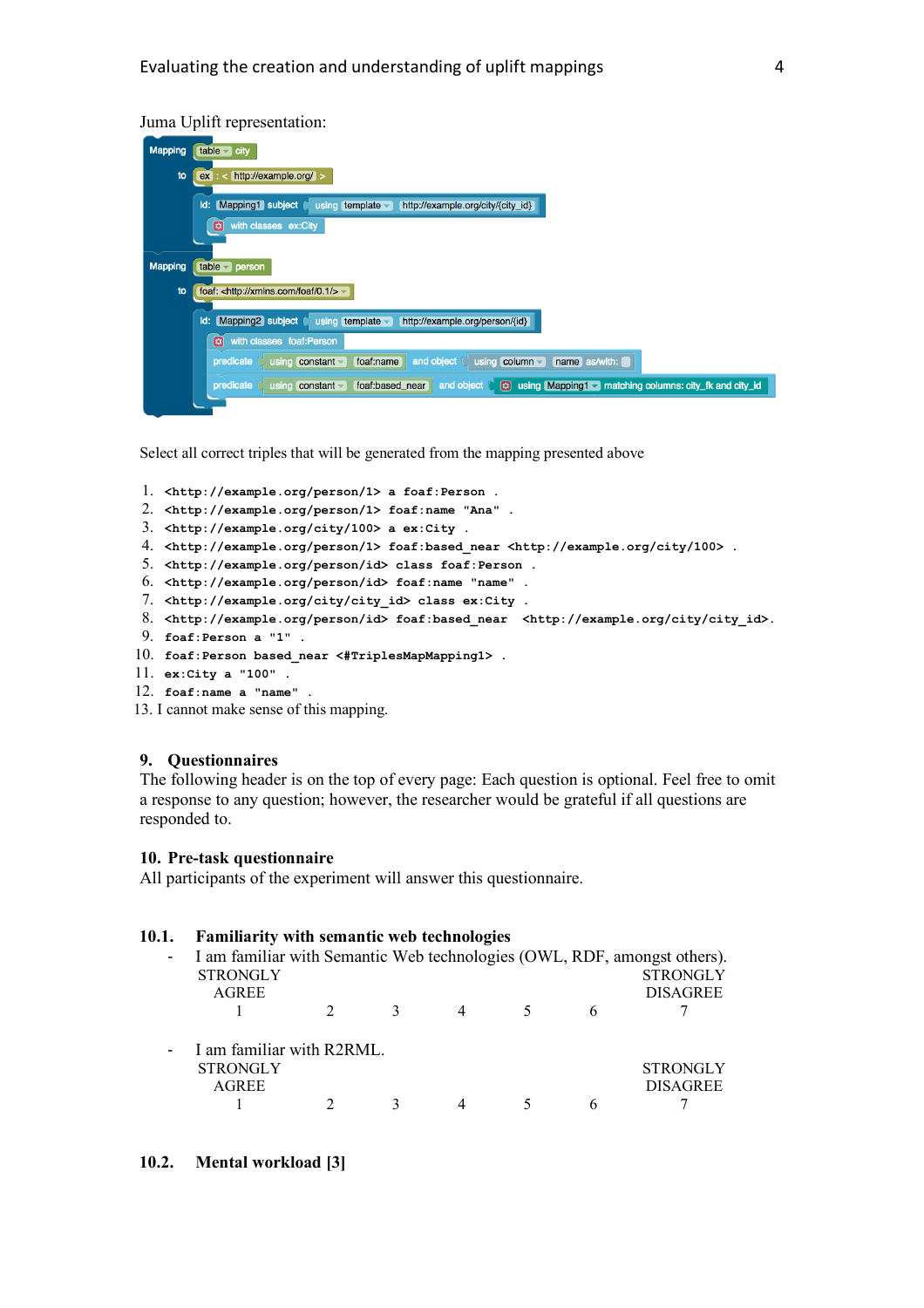Juma Uplift representation:

```
Mapping  table city
   to  ex : < http://example.org/ >
       Id: Mapping1  subject  using template  http://example.org/city/{city_id}
           with classes ex:City
Mapping  table person
   to  foaf: <http://xmlns.com/foaf/0.1/>
       Id: Mapping2  subject  using template  http://example.org/person/{id}
           with classes foaf:Person
           predicate  using constant  foaf:name  and object  using column  name  as/with:
           predicate  using constant  foaf:based_near  and object  using Mapping1  matching columns: city_fk and city_id
```

Select all correct triples that will be generated from the mapping presented above

1. `<http://example.org/person/1> a foaf:Person .`
2. `<http://example.org/person/1> foaf:name "Ana" .`
3. `<http://example.org/city/100> a ex:City .`
4. `<http://example.org/person/1> foaf:based_near <http://example.org/city/100> .`
5. `<http://example.org/person/id> class foaf:Person .`
6. `<http://example.org/person/id> foaf:name "name" .`
7. `<http://example.org/city/city_id> class ex:City .`
8. `<http://example.org/person/id> foaf:based_near <http://example.org/city/city_id>.`
9. `foaf:Person a "1" .`
10. `foaf:Person based_near <#TriplesMapMapping1> .`
11. `ex:City a "100" .`
12. `foaf:name a "name" .`
13. I cannot make sense of this mapping.

## 9. Questionnaires

The following header is on the top of every page: Each question is optional. Feel free to omit a response to any question; however, the researcher would be grateful if all questions are responded to.

## 10. Pre-task questionnaire

All participants of the experiment will answer this questionnaire.

### 10.1. Familiarity with semantic web technologies

- I am familiar with Semantic Web technologies (OWL, RDF, amongst others).

| STRONGLY AGREE | | | | | | STRONGLY DISAGREE |
|---|---|---|---|---|---|---|
| 1 | 2 | 3 | 4 | 5 | 6 | 7 |

- I am familiar with R2RML.

| STRONGLY AGREE | | | | | | STRONGLY DISAGREE |
|---|---|---|---|---|---|---|
| 1 | 2 | 3 | 4 | 5 | 6 | 7 |

### 10.2. Mental workload [3]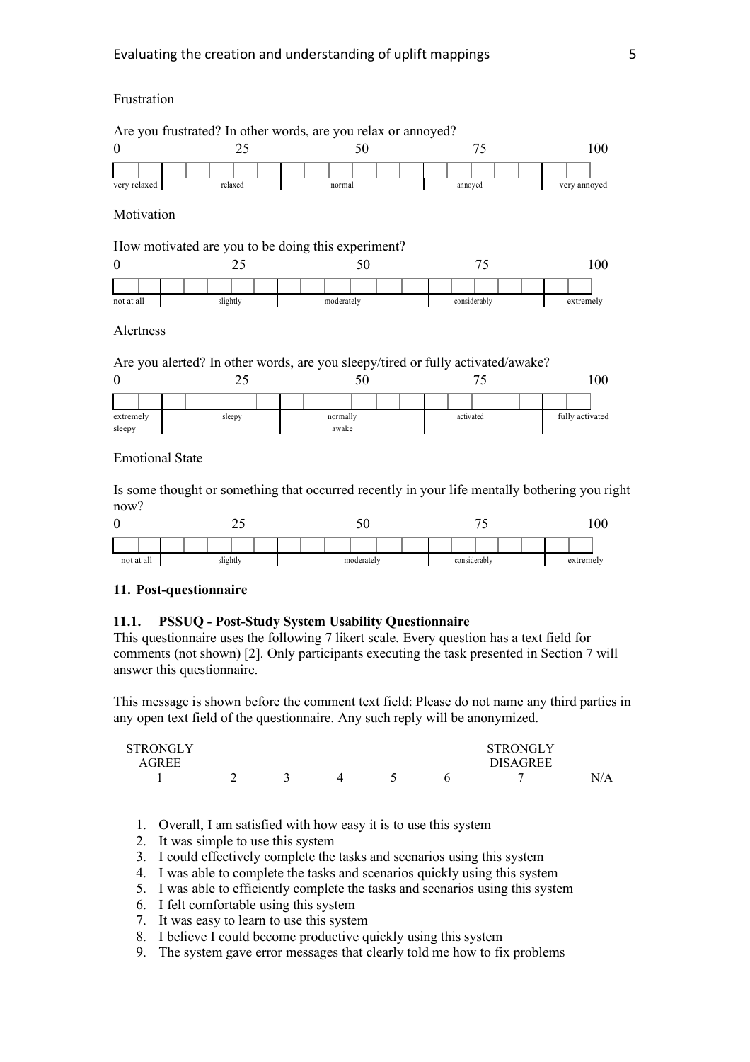Frustration

Are you frustrated? In other words, are you relax or annoyed?

| 0 | 25 | 50 | 75 | 100 |
|---|---|---|---|---|
| very relaxed | relaxed | normal | annoyed | very annoyed |

Motivation

How motivated are you to be doing this experiment?

| 0 | 25 | 50 | 75 | 100 |
|---|---|---|---|---|
| not at all | slightly | moderately | considerably | extremely |

Alertness

Are you alerted? In other words, are you sleepy/tired or fully activated/awake?

| 0 | 25 | 50 | 75 | 100 |
|---|---|---|---|---|
| extremely sleepy | sleepy | normally awake | activated | fully activated |

Emotional State

Is some thought or something that occurred recently in your life mentally bothering you right now?

| 0 | 25 | 50 | 75 | 100 |
|---|---|---|---|---|
| not at all | slightly | moderately | considerably | extremely |

## 11. Post-questionnaire

### 11.1. PSSUQ - Post-Study System Usability Questionnaire

This questionnaire uses the following 7 likert scale. Every question has a text field for comments (not shown) [2]. Only participants executing the task presented in Section 7 will answer this questionnaire.

This message is shown before the comment text field: Please do not name any third parties in any open text field of the questionnaire. Any such reply will be anonymized.

| STRONGLY AGREE | | | | | | STRONGLY DISAGREE | |
|---|---|---|---|---|---|---|---|
| 1 | 2 | 3 | 4 | 5 | 6 | 7 | N/A |

1. Overall, I am satisfied with how easy it is to use this system
2. It was simple to use this system
3. I could effectively complete the tasks and scenarios using this system
4. I was able to complete the tasks and scenarios quickly using this system
5. I was able to efficiently complete the tasks and scenarios using this system
6. I felt comfortable using this system
7. It was easy to learn to use this system
8. I believe I could become productive quickly using this system
9. The system gave error messages that clearly told me how to fix problems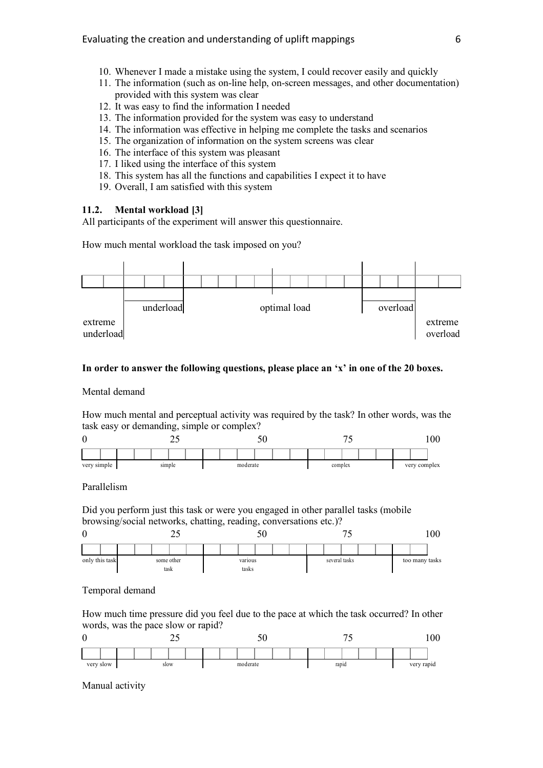10. Whenever I made a mistake using the system, I could recover easily and quickly
11. The information (such as on-line help, on-screen messages, and other documentation) provided with this system was clear
12. It was easy to find the information I needed
13. The information provided for the system was easy to understand
14. The information was effective in helping me complete the tasks and scenarios
15. The organization of information on the system screens was clear
16. The interface of this system was pleasant
17. I liked using the interface of this system
18. This system has all the functions and capabilities I expect it to have
19. Overall, I am satisfied with this system

### 11.2. Mental workload [3]

All participants of the experiment will answer this questionnaire.

How much mental workload the task imposed on you?

| extreme underload | underload | optimal load | overload | extreme overload |
|---|---|---|---|---|
| | | | | |

**In order to answer the following questions, please place an 'x' in one of the 20 boxes.**

Mental demand

How much mental and perceptual activity was required by the task? In other words, was the task easy or demanding, simple or complex?

| 0 | 25 | 50 | 75 | 100 |
|---|---|---|---|---|
| very simple | simple | moderate | complex | very complex |

Parallelism

Did you perform just this task or were you engaged in other parallel tasks (mobile browsing/social networks, chatting, reading, conversations etc.)?

| 0 | 25 | 50 | 75 | 100 |
|---|---|---|---|---|
| only this task | some other task | various tasks | several tasks | too many tasks |

Temporal demand

How much time pressure did you feel due to the pace at which the task occurred? In other words, was the pace slow or rapid?

| 0 | 25 | 50 | 75 | 100 |
|---|---|---|---|---|
| very slow | slow | moderate | rapid | very rapid |

Manual activity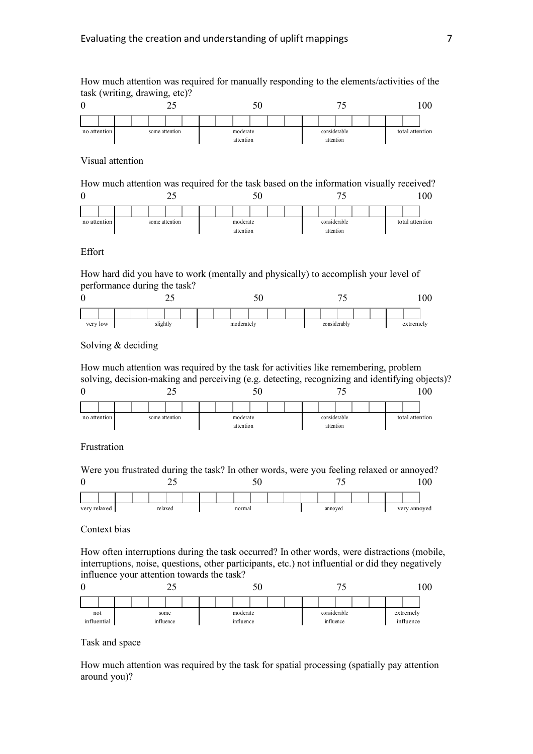How much attention was required for manually responding to the elements/activities of the task (writing, drawing, etc)?

| 0 | 25 | 50 | 75 | 100 |
|---|---|---|---|---|
| no attention | some attention | moderate attention | considerable attention | total attention |

Visual attention

How much attention was required for the task based on the information visually received?

| 0 | 25 | 50 | 75 | 100 |
|---|---|---|---|---|
| no attention | some attention | moderate attention | considerable attention | total attention |

Effort

How hard did you have to work (mentally and physically) to accomplish your level of performance during the task?

| 0 | 25 | 50 | 75 | 100 |
|---|---|---|---|---|
| very low | slightly | moderately | considerably | extremely |

Solving & deciding

How much attention was required by the task for activities like remembering, problem solving, decision-making and perceiving (e.g. detecting, recognizing and identifying objects)?

| 0 | 25 | 50 | 75 | 100 |
|---|---|---|---|---|
| no attention | some attention | moderate attention | considerable attention | total attention |

Frustration

Were you frustrated during the task? In other words, were you feeling relaxed or annoyed?

| 0 | 25 | 50 | 75 | 100 |
|---|---|---|---|---|
| very relaxed | relaxed | normal | annoyed | very annoyed |

Context bias

How often interruptions during the task occurred? In other words, were distractions (mobile, interruptions, noise, questions, other participants, etc.) not influential or did they negatively influence your attention towards the task?

| 0 | 25 | 50 | 75 | 100 |
|---|---|---|---|---|
| not influential | some influence | moderate influence | considerable influence | extremely influence |

Task and space

How much attention was required by the task for spatial processing (spatially pay attention around you)?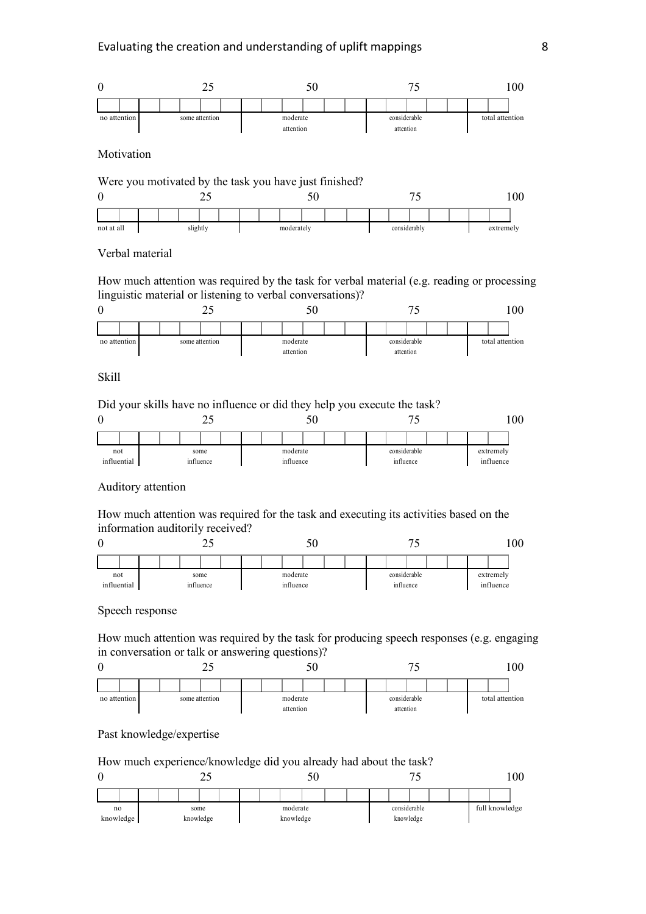| 0 | 25 | 50 | 75 | 100 |
|---|---|---|---|---|
| no attention | some attention | moderate attention | considerable attention | total attention |

Motivation

Were you motivated by the task you have just finished?

| 0 | 25 | 50 | 75 | 100 |
|---|---|---|---|---|
| not at all | slightly | moderately | considerably | extremely |

Verbal material

How much attention was required by the task for verbal material (e.g. reading or processing linguistic material or listening to verbal conversations)?

| 0 | 25 | 50 | 75 | 100 |
|---|---|---|---|---|
| no attention | some attention | moderate attention | considerable attention | total attention |

Skill

Did your skills have no influence or did they help you execute the task?

| 0 | 25 | 50 | 75 | 100 |
|---|---|---|---|---|
| not influential | some influence | moderate influence | considerable influence | extremely influence |

Auditory attention

How much attention was required for the task and executing its activities based on the information auditorily received?

| 0 | 25 | 50 | 75 | 100 |
|---|---|---|---|---|
| not influential | some influence | moderate influence | considerable influence | extremely influence |

Speech response

How much attention was required by the task for producing speech responses (e.g. engaging in conversation or talk or answering questions)?

| 0 | 25 | 50 | 75 | 100 |
|---|---|---|---|---|
| no attention | some attention | moderate attention | considerable attention | total attention |

Past knowledge/expertise

How much experience/knowledge did you already had about the task?

| 0 | 25 | 50 | 75 | 100 |
|---|---|---|---|---|
| no knowledge | some knowledge | moderate knowledge | considerable knowledge | full knowledge |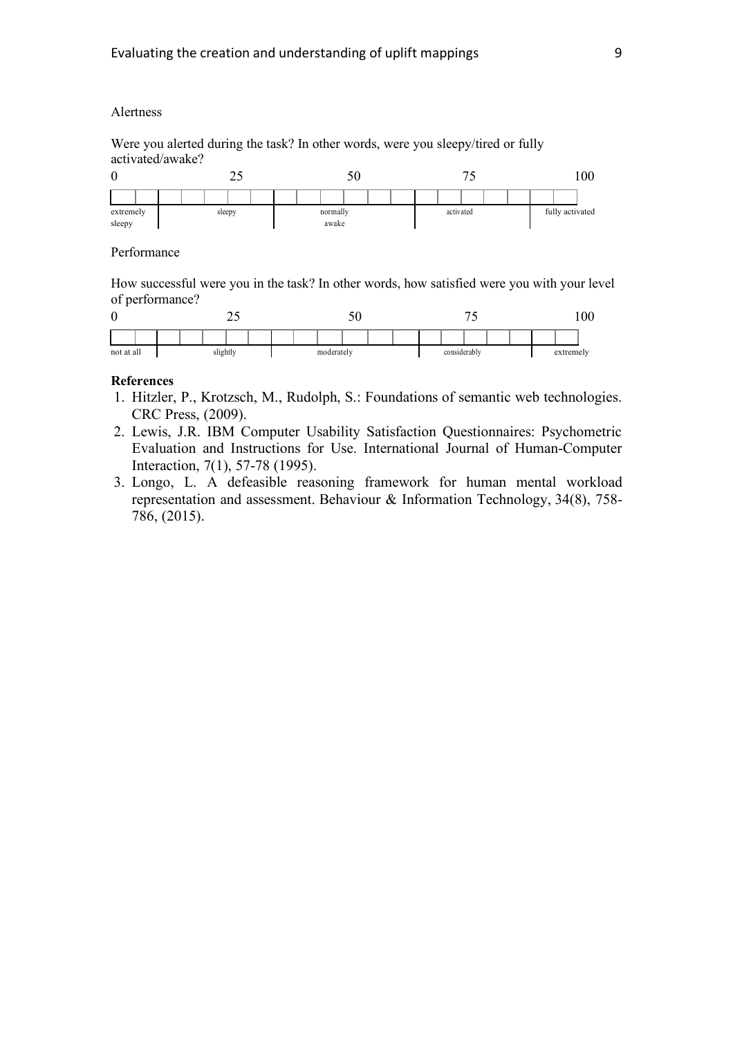Alertness

Were you alerted during the task? In other words, were you sleepy/tired or fully activated/awake?

| 0 | 25 | 50 | 75 | 100 |
|---|---|---|---|---|
| extremely sleepy | sleepy | normally awake | activated | fully activated |

Performance

How successful were you in the task? In other words, how satisfied were you with your level of performance?

| 0 | 25 | 50 | 75 | 100 |
|---|---|---|---|---|
| not at all | slightly | moderately | considerably | extremely |

**References**

1. Hitzler, P., Krotzsch, M., Rudolph, S.: Foundations of semantic web technologies. CRC Press, (2009).
2. Lewis, J.R. IBM Computer Usability Satisfaction Questionnaires: Psychometric Evaluation and Instructions for Use. International Journal of Human-Computer Interaction, 7(1), 57-78 (1995).
3. Longo, L. A defeasible reasoning framework for human mental workload representation and assessment. Behaviour & Information Technology, 34(8), 758-786, (2015).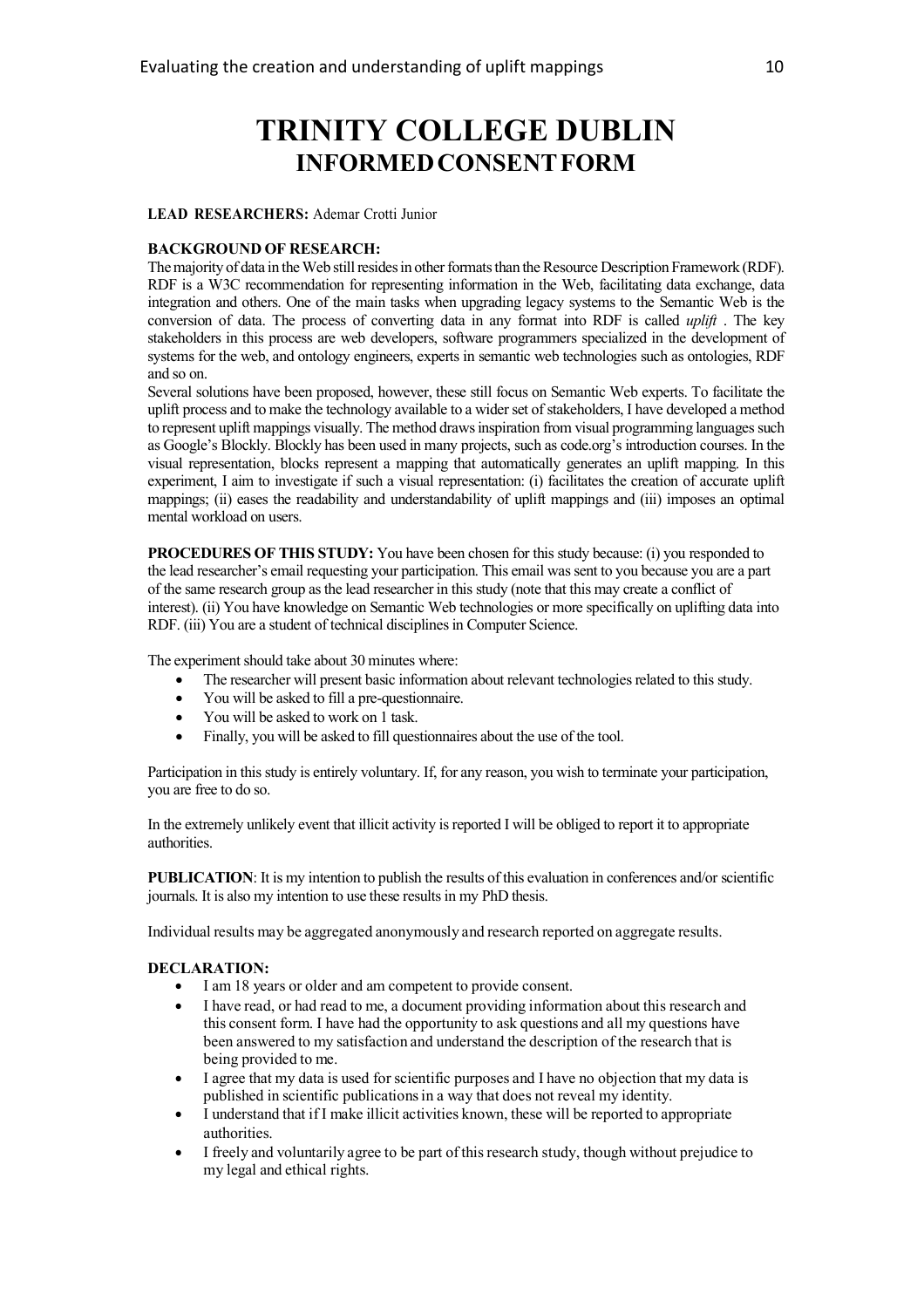# TRINITY COLLEGE DUBLIN
## INFORMED CONSENT FORM

**LEAD RESEARCHERS:** Ademar Crotti Junior

**BACKGROUND OF RESEARCH:**
The majority of data in the Web still resides in other formats than the Resource Description Framework (RDF). RDF is a W3C recommendation for representing information in the Web, facilitating data exchange, data integration and others. One of the main tasks when upgrading legacy systems to the Semantic Web is the conversion of data. The process of converting data in any format into RDF is called *uplift* . The key stakeholders in this process are web developers, software programmers specialized in the development of systems for the web, and ontology engineers, experts in semantic web technologies such as ontologies, RDF and so on.
Several solutions have been proposed, however, these still focus on Semantic Web experts. To facilitate the uplift process and to make the technology available to a wider set of stakeholders, I have developed a method to represent uplift mappings visually. The method draws inspiration from visual programming languages such as Google's Blockly. Blockly has been used in many projects, such as code.org's introduction courses. In the visual representation, blocks represent a mapping that automatically generates an uplift mapping. In this experiment, I aim to investigate if such a visual representation: (i) facilitates the creation of accurate uplift mappings; (ii) eases the readability and understandability of uplift mappings and (iii) imposes an optimal mental workload on users.

**PROCEDURES OF THIS STUDY:** You have been chosen for this study because: (i) you responded to the lead researcher's email requesting your participation. This email was sent to you because you are a part of the same research group as the lead researcher in this study (note that this may create a conflict of interest). (ii) You have knowledge on Semantic Web technologies or more specifically on uplifting data into RDF. (iii) You are a student of technical disciplines in Computer Science.

The experiment should take about 30 minutes where:

- The researcher will present basic information about relevant technologies related to this study.
- You will be asked to fill a pre-questionnaire.
- You will be asked to work on 1 task.
- Finally, you will be asked to fill questionnaires about the use of the tool.

Participation in this study is entirely voluntary. If, for any reason, you wish to terminate your participation, you are free to do so.

In the extremely unlikely event that illicit activity is reported I will be obliged to report it to appropriate authorities.

**PUBLICATION**: It is my intention to publish the results of this evaluation in conferences and/or scientific journals. It is also my intention to use these results in my PhD thesis.

Individual results may be aggregated anonymously and research reported on aggregate results.

**DECLARATION:**

- I am 18 years or older and am competent to provide consent.
- I have read, or had read to me, a document providing information about this research and this consent form. I have had the opportunity to ask questions and all my questions have been answered to my satisfaction and understand the description of the research that is being provided to me.
- I agree that my data is used for scientific purposes and I have no objection that my data is published in scientific publications in a way that does not reveal my identity.
- I understand that if I make illicit activities known, these will be reported to appropriate authorities.
- I freely and voluntarily agree to be part of this research study, though without prejudice to my legal and ethical rights.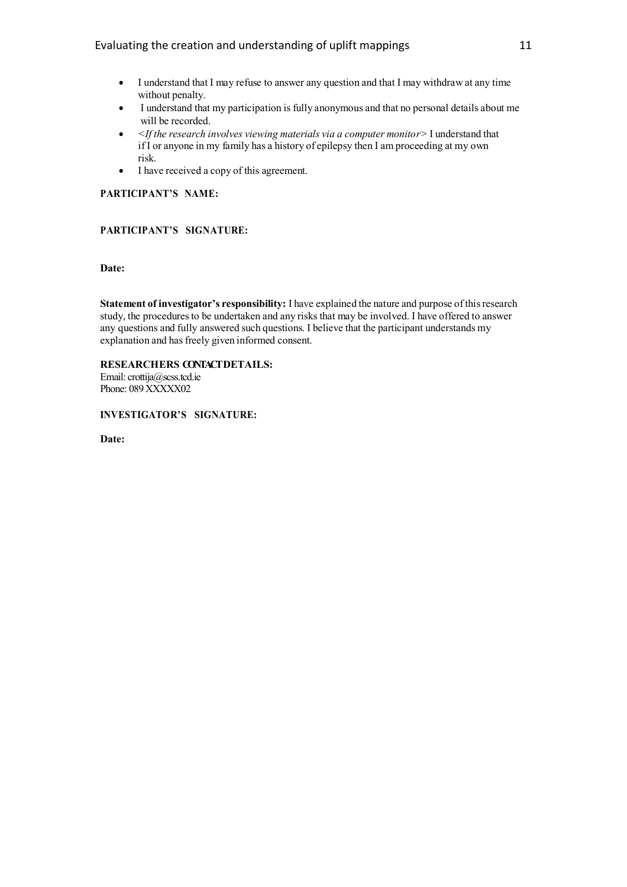- I understand that I may refuse to answer any question and that I may withdraw at any time without penalty.
- I understand that my participation is fully anonymous and that no personal details about me will be recorded.
- *<If the research involves viewing materials via a computer monitor>* I understand that if I or anyone in my family has a history of epilepsy then I am proceeding at my own risk.
- I have received a copy of this agreement.

**PARTICIPANT'S NAME:**

**PARTICIPANT'S SIGNATURE:**

**Date:**

**Statement of investigator's responsibility:** I have explained the nature and purpose of this research study, the procedures to be undertaken and any risks that may be involved. I have offered to answer any questions and fully answered such questions. I believe that the participant understands my explanation and has freely given informed consent.

**RESEARCHERS CONTACT DETAILS:**
Email: crottija@scss.tcd.ie
Phone: 089 XXXXX02

**INVESTIGATOR'S SIGNATURE:**

**Date:**